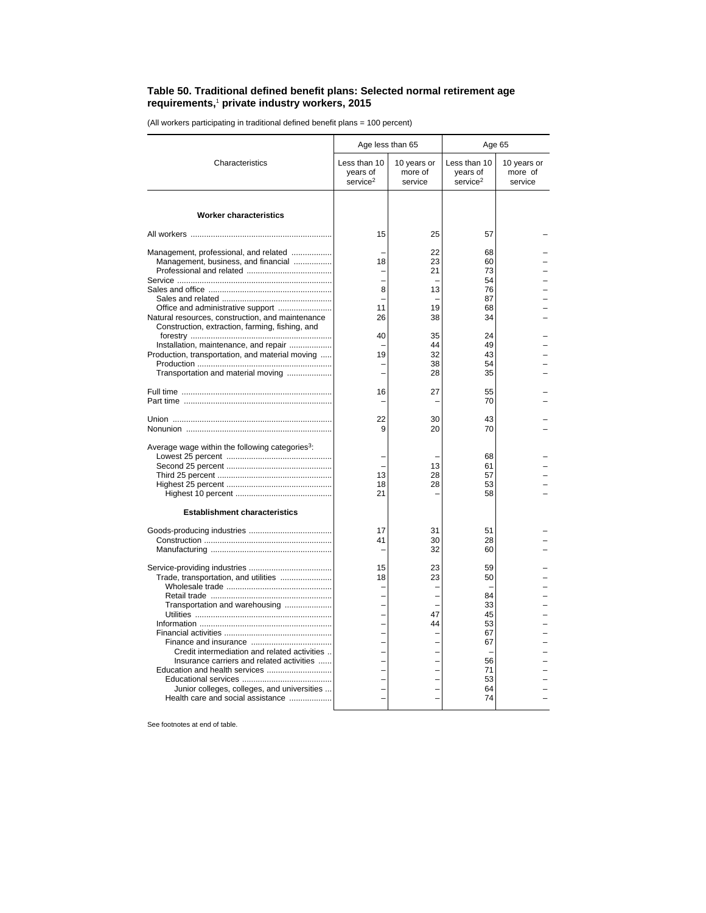**Table 50. Traditional defined benefit plans: Selected normal retirement age requirements,[1] private industry workers, 2015**

(All workers participating in traditional defined benefit plans = 100 percent)

| Characteristics | Age less than 65 | | Age 65 | |
|---|---|---|---|---|
| | Less than 10 years of service[2] | 10 years or more of service | Less than 10 years of service[2] | 10 years or more of service |
| **Worker characteristics** | | | | |
| All workers | 15 | 25 | 57 | – |
| Management, professional, and related | – | 22 | 68 | – |
| Management, business, and financial | 18 | 23 | 60 | – |
| Professional and related | – | 21 | 73 | – |
| Service | – | – | 54 | – |
| Sales and office | 8 | 13 | 76 | – |
| Sales and related | – | – | 87 | – |
| Office and administrative support | 11 | 19 | 68 | – |
| Natural resources, construction, and maintenance | 26 | 38 | 34 | – |
| Construction, extraction, farming, fishing, and forestry | 40 | 35 | 24 | – |
| Installation, maintenance, and repair | – | 44 | 49 | – |
| Production, transportation, and material moving | 19 | 32 | 43 | – |
| Production | – | 38 | 54 | – |
| Transportation and material moving | – | 28 | 35 | – |
| Full time | 16 | 27 | 55 | – |
| Part time | – | – | 70 | – |
| Union | 22 | 30 | 43 | – |
| Nonunion | 9 | 20 | 70 | – |
| Average wage within the following categories[3]: | | | | |
| Lowest 25 percent | – | – | 68 | – |
| Second 25 percent | – | 13 | 61 | – |
| Third 25 percent | 13 | 28 | 57 | – |
| Highest 25 percent | 18 | 28 | 53 | – |
| Highest 10 percent | 21 | – | 58 | – |
| **Establishment characteristics** | | | | |
| Goods-producing industries | 17 | 31 | 51 | – |
| Construction | 41 | 30 | 28 | – |
| Manufacturing | – | 32 | 60 | – |
| Service-providing industries | 15 | 23 | 59 | – |
| Trade, transportation, and utilities | 18 | 23 | 50 | – |
| Wholesale trade | – | – | – | – |
| Retail trade | – | – | 84 | – |
| Transportation and warehousing | – | – | 33 | – |
| Utilities | – | 47 | 45 | – |
| Information | – | 44 | 53 | – |
| Financial activities | – | – | 67 | – |
| Finance and insurance | – | – | 67 | – |
| Credit intermediation and related activities | – | – | – | – |
| Insurance carriers and related activities | – | – | 56 | – |
| Education and health services | – | – | 71 | – |
| Educational services | – | – | 53 | – |
| Junior colleges, colleges, and universities | – | – | 64 | – |
| Health care and social assistance | – | – | 74 | – |

See footnotes at end of table.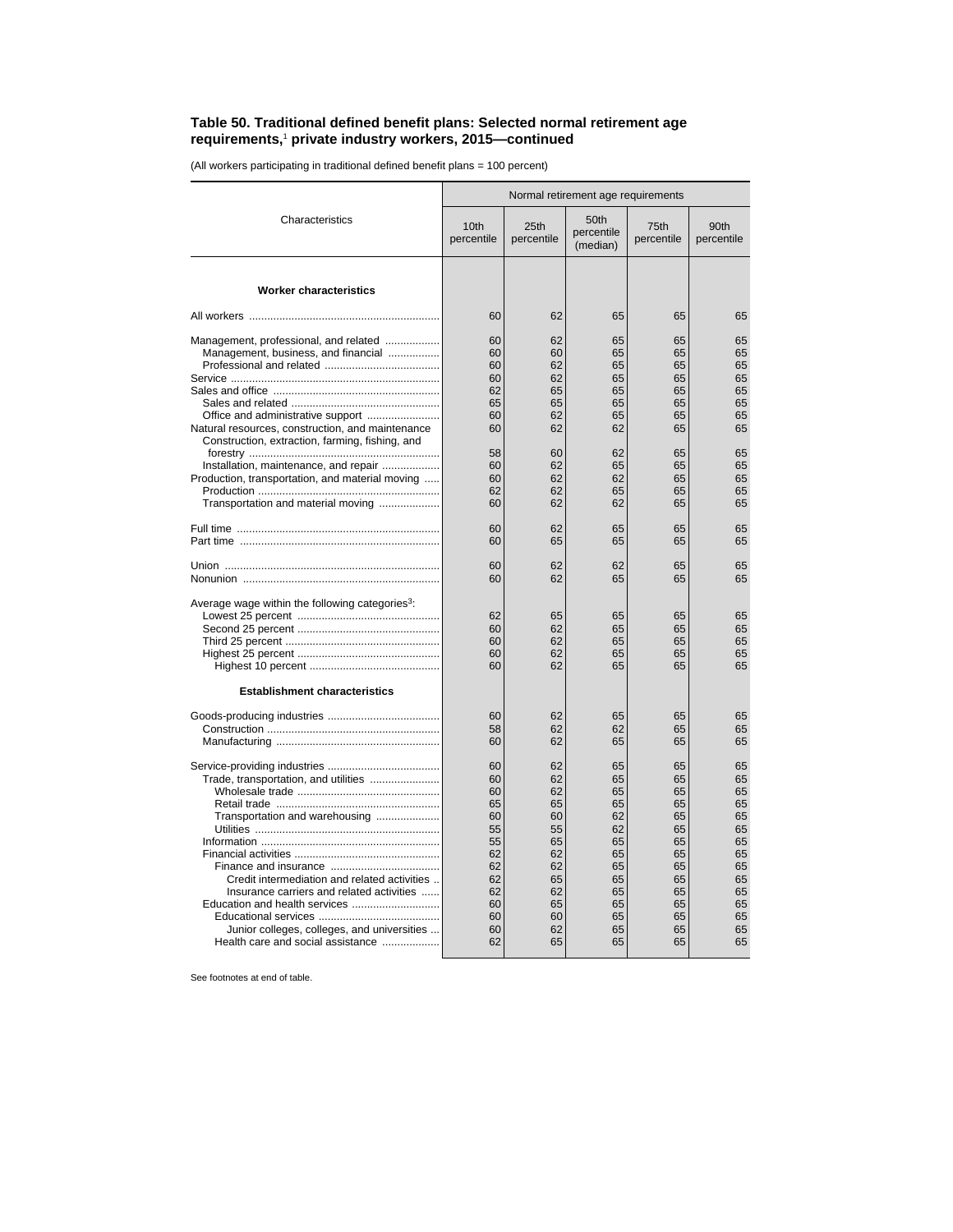**Table 50. Traditional defined benefit plans: Selected normal retirement age requirements,[1] private industry workers, 2015—continued**

(All workers participating in traditional defined benefit plans = 100 percent)

| Characteristics | Normal retirement age requirements | | | | |
|---|---|---|---|---|---|
| | 10th percentile | 25th percentile | 50th percentile (median) | 75th percentile | 90th percentile |
| **Worker characteristics** | | | | | |
| All workers | 60 | 62 | 65 | 65 | 65 |
| Management, professional, and related | 60 | 62 | 65 | 65 | 65 |
| Management, business, and financial | 60 | 60 | 65 | 65 | 65 |
| Professional and related | 60 | 62 | 65 | 65 | 65 |
| Service | 60 | 62 | 65 | 65 | 65 |
| Sales and office | 62 | 65 | 65 | 65 | 65 |
| Sales and related | 65 | 65 | 65 | 65 | 65 |
| Office and administrative support | 60 | 62 | 65 | 65 | 65 |
| Natural resources, construction, and maintenance | 60 | 62 | 62 | 65 | 65 |
| Construction, extraction, farming, fishing, and forestry | 58 | 60 | 62 | 65 | 65 |
| Installation, maintenance, and repair | 60 | 62 | 65 | 65 | 65 |
| Production, transportation, and material moving | 60 | 62 | 62 | 65 | 65 |
| Production | 62 | 62 | 65 | 65 | 65 |
| Transportation and material moving | 60 | 62 | 62 | 65 | 65 |
| Full time | 60 | 62 | 65 | 65 | 65 |
| Part time | 60 | 65 | 65 | 65 | 65 |
| Union | 60 | 62 | 62 | 65 | 65 |
| Nonunion | 60 | 62 | 65 | 65 | 65 |
| Average wage within the following categories[3]: | | | | | |
| Lowest 25 percent | 62 | 65 | 65 | 65 | 65 |
| Second 25 percent | 60 | 62 | 65 | 65 | 65 |
| Third 25 percent | 60 | 62 | 65 | 65 | 65 |
| Highest 25 percent | 60 | 62 | 65 | 65 | 65 |
| Highest 10 percent | 60 | 62 | 65 | 65 | 65 |
| **Establishment characteristics** | | | | | |
| Goods-producing industries | 60 | 62 | 65 | 65 | 65 |
| Construction | 58 | 62 | 62 | 65 | 65 |
| Manufacturing | 60 | 62 | 65 | 65 | 65 |
| Service-providing industries | 60 | 62 | 65 | 65 | 65 |
| Trade, transportation, and utilities | 60 | 62 | 65 | 65 | 65 |
| Wholesale trade | 60 | 62 | 65 | 65 | 65 |
| Retail trade | 65 | 65 | 65 | 65 | 65 |
| Transportation and warehousing | 60 | 60 | 62 | 65 | 65 |
| Utilities | 55 | 55 | 62 | 65 | 65 |
| Information | 55 | 65 | 65 | 65 | 65 |
| Financial activities | 62 | 62 | 65 | 65 | 65 |
| Finance and insurance | 62 | 62 | 65 | 65 | 65 |
| Credit intermediation and related activities | 62 | 65 | 65 | 65 | 65 |
| Insurance carriers and related activities | 62 | 62 | 65 | 65 | 65 |
| Education and health services | 60 | 65 | 65 | 65 | 65 |
| Educational services | 60 | 60 | 65 | 65 | 65 |
| Junior colleges, colleges, and universities | 60 | 62 | 65 | 65 | 65 |
| Health care and social assistance | 62 | 65 | 65 | 65 | 65 |

See footnotes at end of table.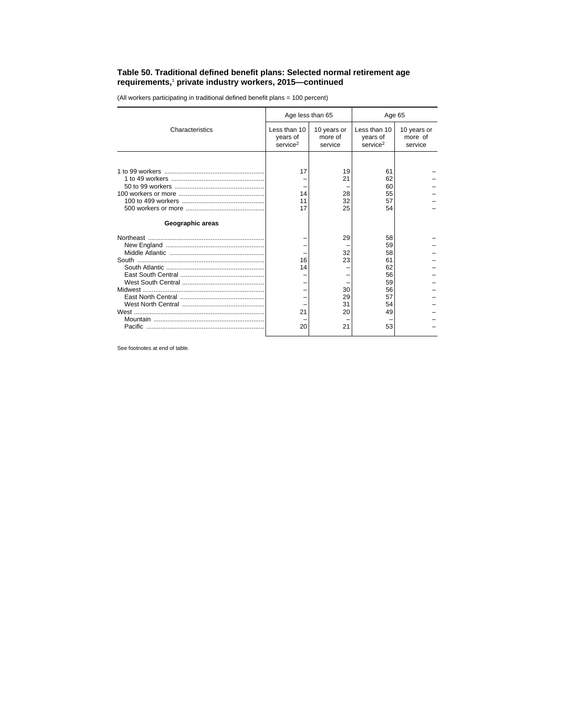### Table 50. Traditional defined benefit plans: Selected normal retirement age requirements,[1] private industry workers, 2015—continued

(All workers participating in traditional defined benefit plans = 100 percent)

| Characteristics | Age less than 65 | | Age 65 | |
|---|---|---|---|---|
| | Less than 10 years of service[2] | 10 years or more of service | Less than 10 years of service[2] | 10 years or more of service |
| 1 to 99 workers | 17 | 19 | 61 | – |
| 1 to 49 workers | – | 21 | 62 | – |
| 50 to 99 workers | – | – | 60 | – |
| 100 workers or more | 14 | 28 | 55 | – |
| 100 to 499 workers | 11 | 32 | 57 | – |
| 500 workers or more | 17 | 25 | 54 | – |
| **Geographic areas** | | | | |
| Northeast | – | 29 | 58 | – |
| New England | – | – | 59 | – |
| Middle Atlantic | – | 32 | 58 | – |
| South | 16 | 23 | 61 | – |
| South Atlantic | 14 | – | 62 | – |
| East South Central | – | – | 56 | – |
| West South Central | – | – | 59 | – |
| Midwest | – | 30 | 56 | – |
| East North Central | – | 29 | 57 | – |
| West North Central | – | 31 | 54 | – |
| West | 21 | 20 | 49 | – |
| Mountain | – | – | – | – |
| Pacific | 20 | 21 | 53 | – |

See footnotes at end of table.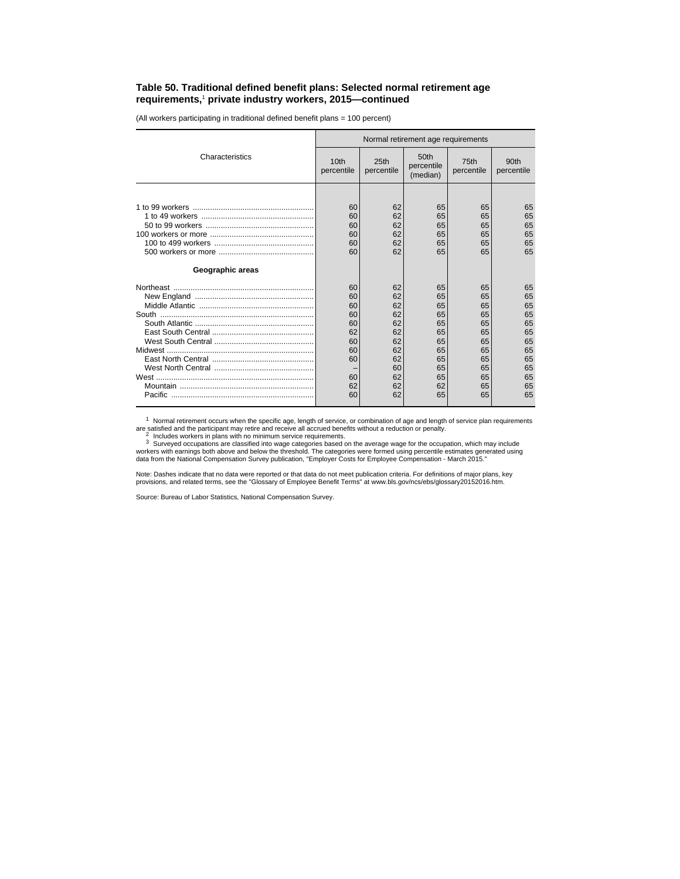## Table 50. Traditional defined benefit plans: Selected normal retirement age requirements,[1] private industry workers, 2015—continued

(All workers participating in traditional defined benefit plans = 100 percent)

| Characteristics | Normal retirement age requirements | | | | |
|---|---|---|---|---|---|
| | 10th percentile | 25th percentile | 50th percentile (median) | 75th percentile | 90th percentile |
| 1 to 99 workers | 60 | 62 | 65 | 65 | 65 |
| 1 to 49 workers | 60 | 62 | 65 | 65 | 65 |
| 50 to 99 workers | 60 | 62 | 65 | 65 | 65 |
| 100 workers or more | 60 | 62 | 65 | 65 | 65 |
| 100 to 499 workers | 60 | 62 | 65 | 65 | 65 |
| 500 workers or more | 60 | 62 | 65 | 65 | 65 |
| **Geographic areas** | | | | | |
| Northeast | 60 | 62 | 65 | 65 | 65 |
| New England | 60 | 62 | 65 | 65 | 65 |
| Middle Atlantic | 60 | 62 | 65 | 65 | 65 |
| South | 60 | 62 | 65 | 65 | 65 |
| South Atlantic | 60 | 62 | 65 | 65 | 65 |
| East South Central | 62 | 62 | 65 | 65 | 65 |
| West South Central | 60 | 62 | 65 | 65 | 65 |
| Midwest | 60 | 62 | 65 | 65 | 65 |
| East North Central | 60 | 62 | 65 | 65 | 65 |
| West North Central | – | 60 | 65 | 65 | 65 |
| West | 60 | 62 | 65 | 65 | 65 |
| Mountain | 62 | 62 | 62 | 65 | 65 |
| Pacific | 60 | 62 | 65 | 65 | 65 |

[1] Normal retirement occurs when the specific age, length of service, or combination of age and length of service plan requirements are satisfied and the participant may retire and receive all accrued benefits without a reduction or penalty.

[2] Includes workers in plans with no minimum service requirements.

[3] Surveyed occupations are classified into wage categories based on the average wage for the occupation, which may include workers with earnings both above and below the threshold. The categories were formed using percentile estimates generated using data from the National Compensation Survey publication, "Employer Costs for Employee Compensation - March 2015."

Note: Dashes indicate that no data were reported or that data do not meet publication criteria. For definitions of major plans, key provisions, and related terms, see the "Glossary of Employee Benefit Terms" at www.bls.gov/ncs/ebs/glossary20152016.htm.

Source: Bureau of Labor Statistics, National Compensation Survey.